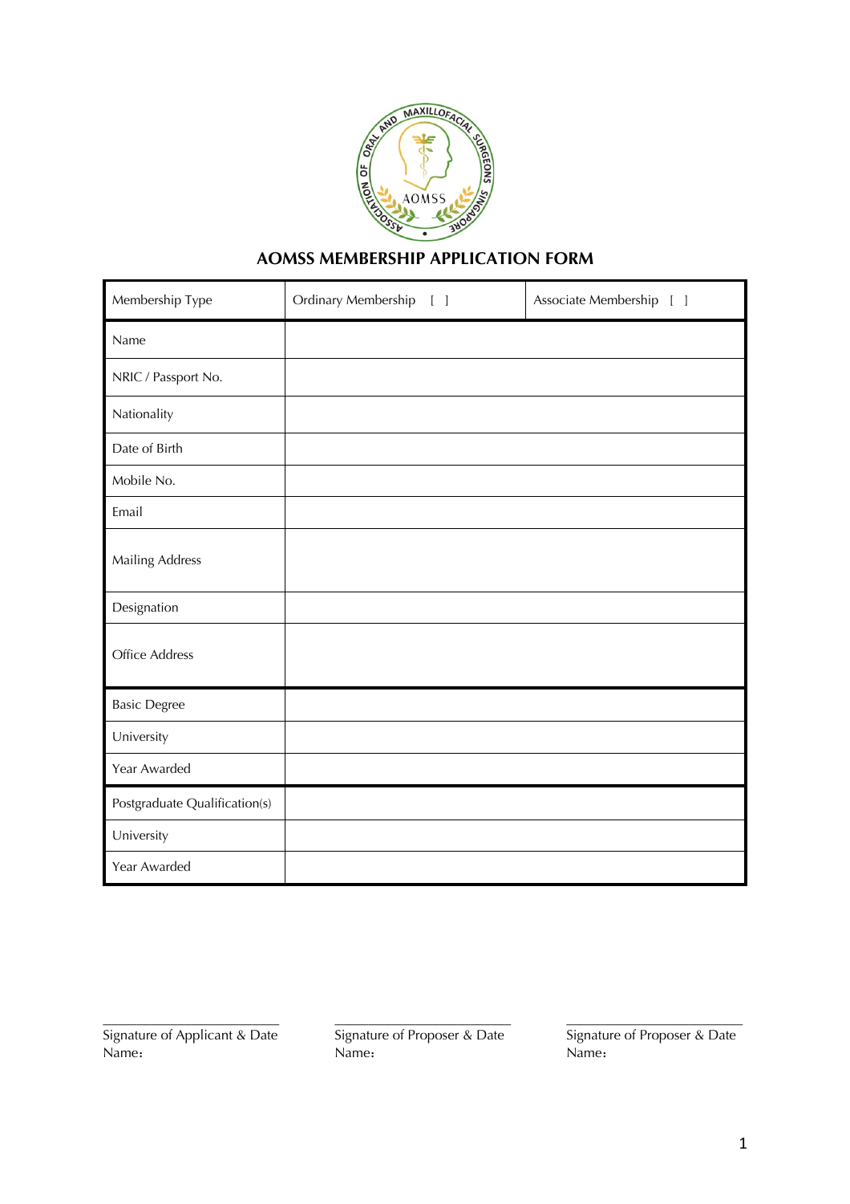# AOMSS MEMBERSHIP APPLICATION FORM

| Membership Type | Ordinary Membership [ ] | Associate Membership [ ] |
|---|---|---|
| Name | | |
| NRIC / Passport No. | | |
| Nationality | | |
| Date of Birth | | |
| Mobile No. | | |
| Email | | |
| Mailing Address | | |
| Designation | | |
| Office Address | | |
| Basic Degree | | |
| University | | |
| Year Awarded | | |
| Postgraduate Qualification(s) | | |
| University | | |
| Year Awarded | | |

\_\_\_\_\_\_\_\_\_\_\_\_\_\_\_\_\_\_\_\_\_\_\_\_\_\_\_\_
Signature of Applicant & Date
Name：

\_\_\_\_\_\_\_\_\_\_\_\_\_\_\_\_\_\_\_\_\_\_\_\_\_\_\_\_
Signature of Proposer & Date
Name：

\_\_\_\_\_\_\_\_\_\_\_\_\_\_\_\_\_\_\_\_\_\_\_\_\_\_\_\_
Signature of Proposer & Date
Name：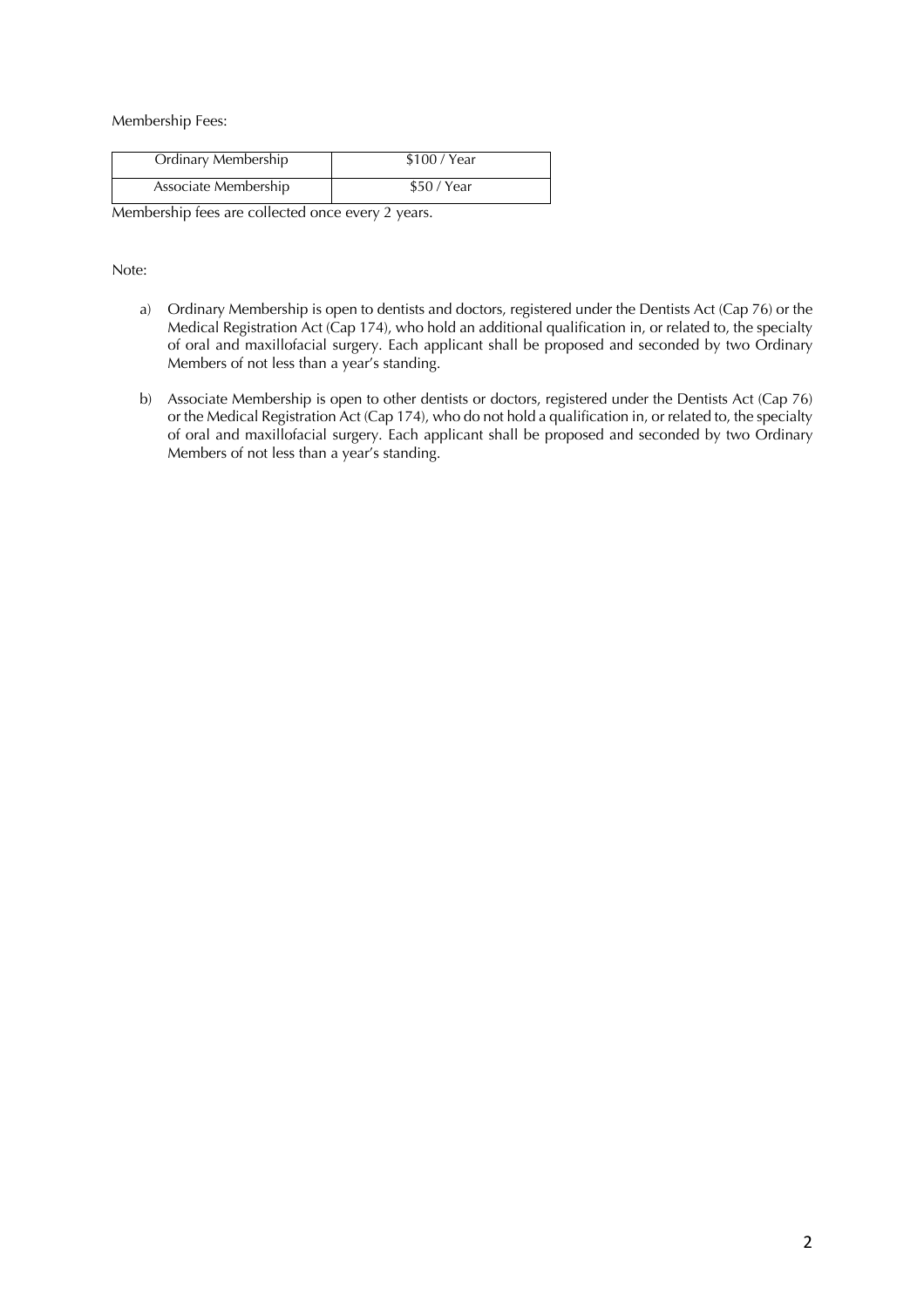Membership Fees:

| | |
|---|---|
| Ordinary Membership | $100 / Year |
| Associate Membership | $50 / Year |

Membership fees are collected once every 2 years.

Note:

a) Ordinary Membership is open to dentists and doctors, registered under the Dentists Act (Cap 76) or the Medical Registration Act (Cap 174), who hold an additional qualification in, or related to, the specialty of oral and maxillofacial surgery. Each applicant shall be proposed and seconded by two Ordinary Members of not less than a year's standing.

b) Associate Membership is open to other dentists or doctors, registered under the Dentists Act (Cap 76) or the Medical Registration Act (Cap 174), who do not hold a qualification in, or related to, the specialty of oral and maxillofacial surgery. Each applicant shall be proposed and seconded by two Ordinary Members of not less than a year's standing.